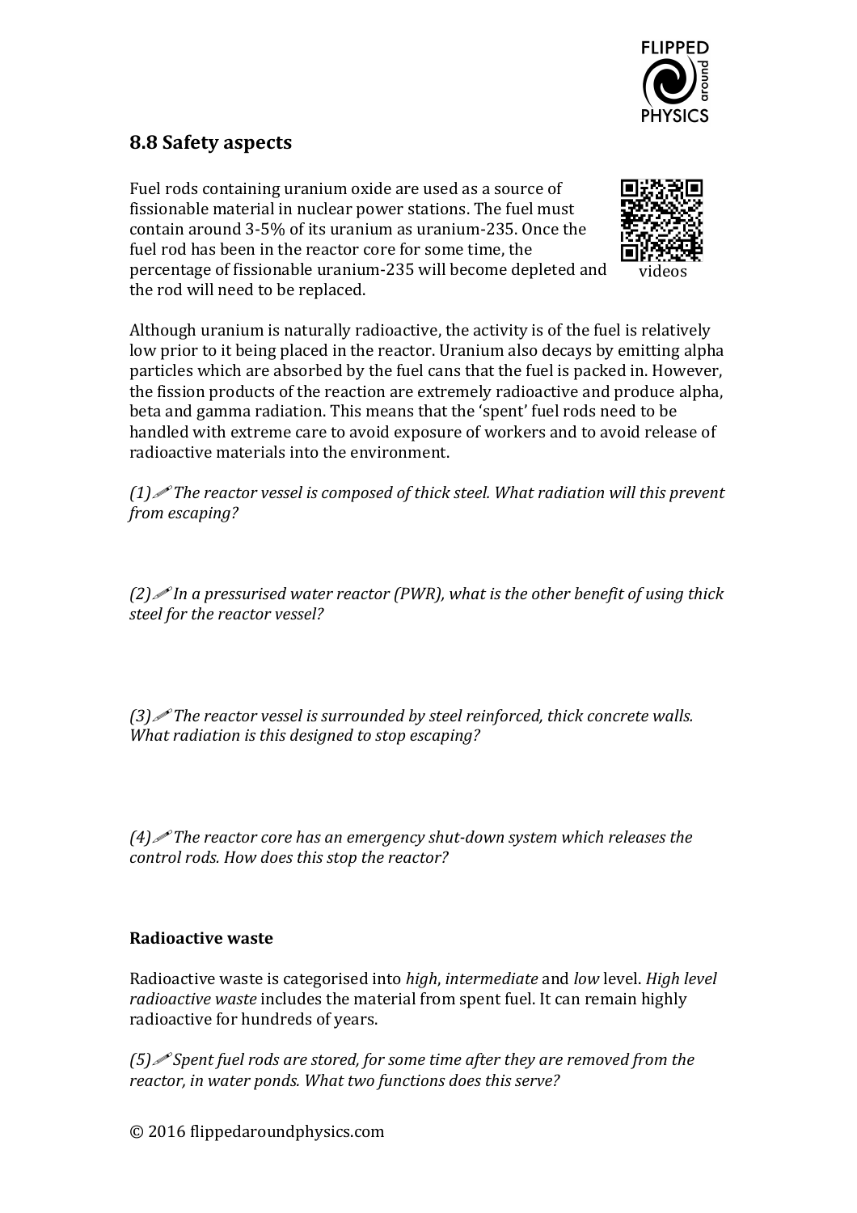## 8.8 Safety aspects

Fuel rods containing uranium oxide are used as a source of fissionable material in nuclear power stations. The fuel must contain around 3-5% of its uranium as uranium-235. Once the fuel rod has been in the reactor core for some time, the percentage of fissionable uranium-235 will become depleted and the rod will need to be replaced.

videos

Although uranium is naturally radioactive, the activity is of the fuel is relatively low prior to it being placed in the reactor. Uranium also decays by emitting alpha particles which are absorbed by the fuel cans that the fuel is packed in. However, the fission products of the reaction are extremely radioactive and produce alpha, beta and gamma radiation. This means that the 'spent' fuel rods need to be handled with extreme care to avoid exposure of workers and to avoid release of radioactive materials into the environment.

*(1)✏ The reactor vessel is composed of thick steel. What radiation will this prevent from escaping?*

*(2)✏ In a pressurised water reactor (PWR), what is the other benefit of using thick steel for the reactor vessel?*

*(3)✏ The reactor vessel is surrounded by steel reinforced, thick concrete walls. What radiation is this designed to stop escaping?*

*(4)✏ The reactor core has an emergency shut-down system which releases the control rods. How does this stop the reactor?*

### Radioactive waste

Radioactive waste is categorised into *high*, *intermediate* and *low* level. *High level radioactive waste* includes the material from spent fuel. It can remain highly radioactive for hundreds of years.

*(5)✏ Spent fuel rods are stored, for some time after they are removed from the reactor, in water ponds. What two functions does this serve?*

© 2016 flippedaroundphysics.com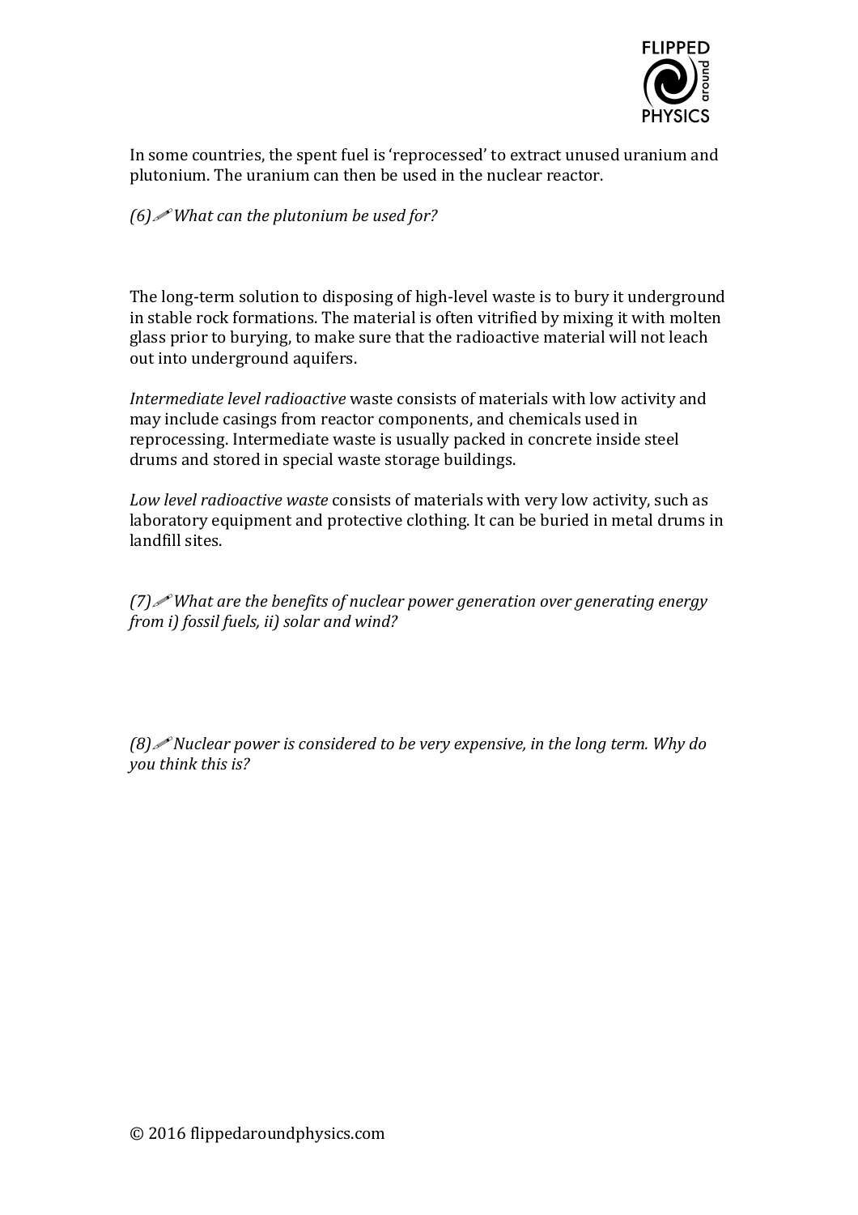In some countries, the spent fuel is 'reprocessed' to extract unused uranium and plutonium. The uranium can then be used in the nuclear reactor.

*(6)✏What can the plutonium be used for?*

The long-term solution to disposing of high-level waste is to bury it underground in stable rock formations. The material is often vitrified by mixing it with molten glass prior to burying, to make sure that the radioactive material will not leach out into underground aquifers.

*Intermediate level radioactive* waste consists of materials with low activity and may include casings from reactor components, and chemicals used in reprocessing. Intermediate waste is usually packed in concrete inside steel drums and stored in special waste storage buildings.

*Low level radioactive waste* consists of materials with very low activity, such as laboratory equipment and protective clothing. It can be buried in metal drums in landfill sites.

*(7)✏What are the benefits of nuclear power generation over generating energy from i) fossil fuels, ii) solar and wind?*

*(8)✏Nuclear power is considered to be very expensive, in the long term. Why do you think this is?*